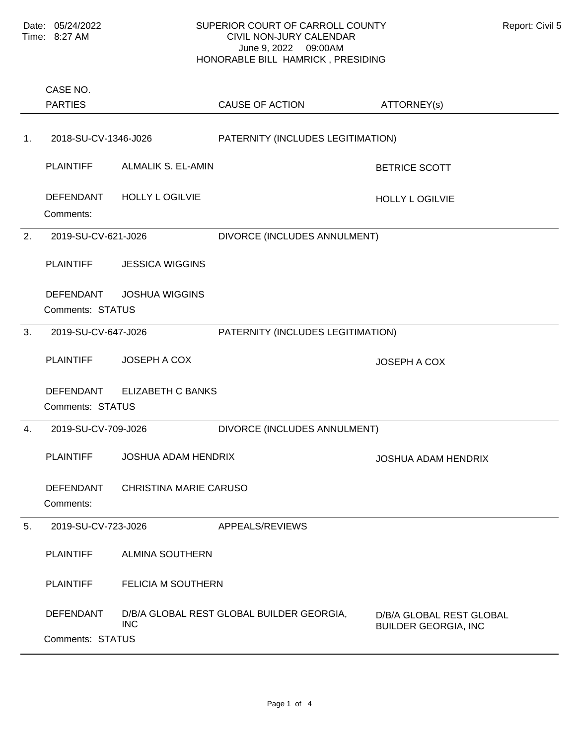Date: 05/24/2022
Time: 8:27 AM

# SUPERIOR COURT OF CARROLL COUNTY
## CIVIL NON-JURY CALENDAR
June 9, 2022 09:00AM
HONORABLE BILL HAMRICK , PRESIDING

Report: Civil 5

| # | CASE NO. / PARTIES | | CAUSE OF ACTION | ATTORNEY(s) |
|---|---|---|---|---|
| 1. | 2018-SU-CV-1346-J026 | | PATERNITY (INCLUDES LEGITIMATION) | |
| | PLAINTIFF | ALMALIK S. EL-AMIN | | BETRICE SCOTT |
| | DEFENDANT | HOLLY L OGILVIE | | HOLLY L OGILVIE |
| | Comments: | | | |
| 2. | 2019-SU-CV-621-J026 | | DIVORCE (INCLUDES ANNULMENT) | |
| | PLAINTIFF | JESSICA WIGGINS | | |
| | DEFENDANT | JOSHUA WIGGINS | | |
| | Comments: STATUS | | | |
| 3. | 2019-SU-CV-647-J026 | | PATERNITY (INCLUDES LEGITIMATION) | |
| | PLAINTIFF | JOSEPH A COX | | JOSEPH A COX |
| | DEFENDANT | ELIZABETH C BANKS | | |
| | Comments: STATUS | | | |
| 4. | 2019-SU-CV-709-J026 | | DIVORCE (INCLUDES ANNULMENT) | |
| | PLAINTIFF | JOSHUA ADAM HENDRIX | | JOSHUA ADAM HENDRIX |
| | DEFENDANT | CHRISTINA MARIE CARUSO | | |
| | Comments: | | | |
| 5. | 2019-SU-CV-723-J026 | | APPEALS/REVIEWS | |
| | PLAINTIFF | ALMINA SOUTHERN | | |
| | PLAINTIFF | FELICIA M SOUTHERN | | |
| | DEFENDANT | D/B/A GLOBAL REST GLOBAL BUILDER GEORGIA, INC | | D/B/A GLOBAL REST GLOBAL BUILDER GEORGIA, INC |
| | Comments: STATUS | | | |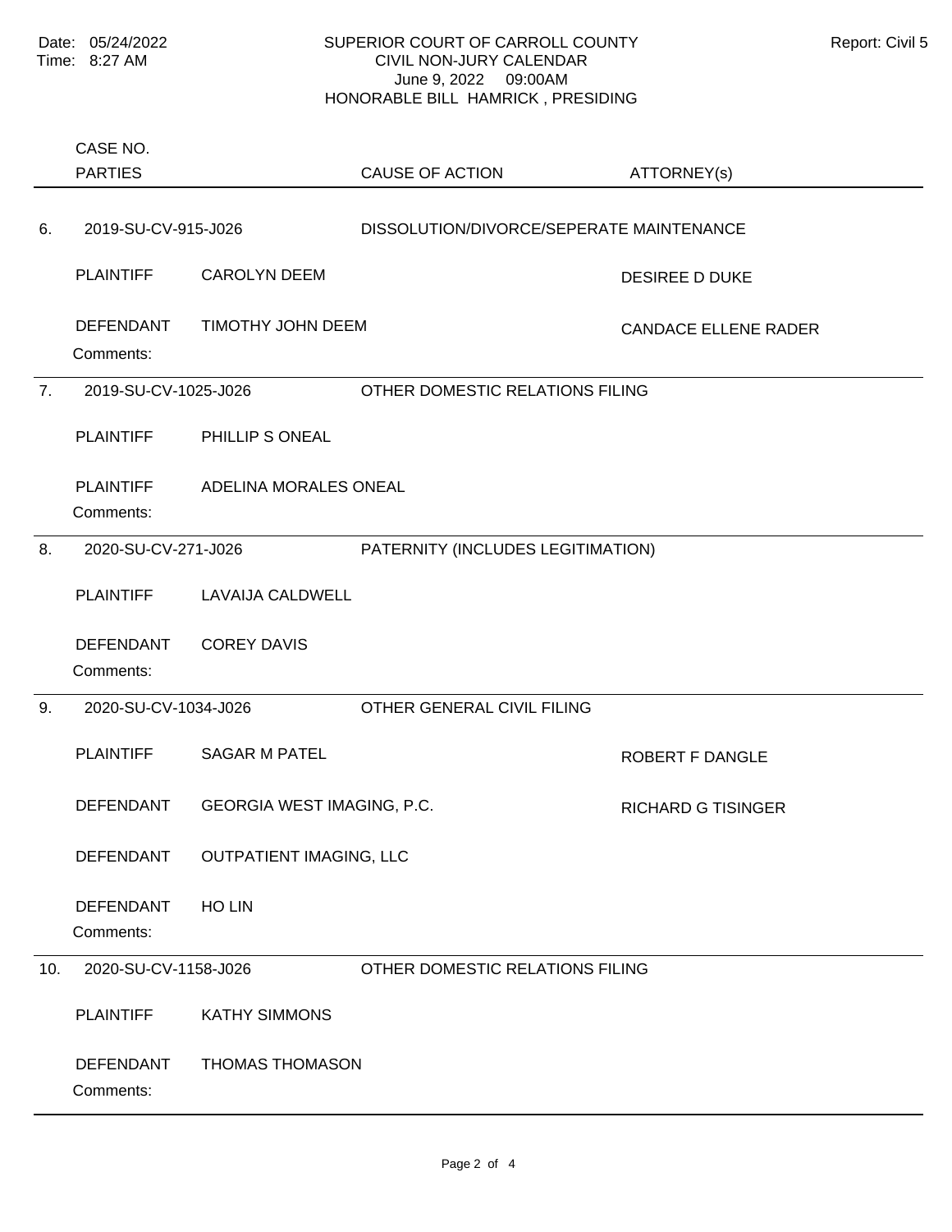# SUPERIOR COURT OF CARROLL COUNTY

CIVIL NON-JURY CALENDAR

June 9, 2022 09:00AM

HONORABLE BILL HAMRICK , PRESIDING

Date: 05/24/2022
Time: 8:27 AM

Report: Civil 5

| | CASE NO. / PARTIES | | CAUSE OF ACTION | ATTORNEY(s) |
|---|---|---|---|---|
| 6. | 2019-SU-CV-915-J026 | | DISSOLUTION/DIVORCE/SEPERATE MAINTENANCE | |
| | PLAINTIFF | CAROLYN DEEM | | DESIREE D DUKE |
| | DEFENDANT | TIMOTHY JOHN DEEM | | CANDACE ELLENE RADER |
| | Comments: | | | |
| 7. | 2019-SU-CV-1025-J026 | | OTHER DOMESTIC RELATIONS FILING | |
| | PLAINTIFF | PHILLIP S ONEAL | | |
| | PLAINTIFF | ADELINA MORALES ONEAL | | |
| | Comments: | | | |
| 8. | 2020-SU-CV-271-J026 | | PATERNITY (INCLUDES LEGITIMATION) | |
| | PLAINTIFF | LAVAIJA CALDWELL | | |
| | DEFENDANT | COREY DAVIS | | |
| | Comments: | | | |
| 9. | 2020-SU-CV-1034-J026 | | OTHER GENERAL CIVIL FILING | |
| | PLAINTIFF | SAGAR M PATEL | | ROBERT F DANGLE |
| | DEFENDANT | GEORGIA WEST IMAGING, P.C. | | RICHARD G TISINGER |
| | DEFENDANT | OUTPATIENT IMAGING, LLC | | |
| | DEFENDANT | HO LIN | | |
| | Comments: | | | |
| 10. | 2020-SU-CV-1158-J026 | | OTHER DOMESTIC RELATIONS FILING | |
| | PLAINTIFF | KATHY SIMMONS | | |
| | DEFENDANT | THOMAS THOMASON | | |
| | Comments: | | | |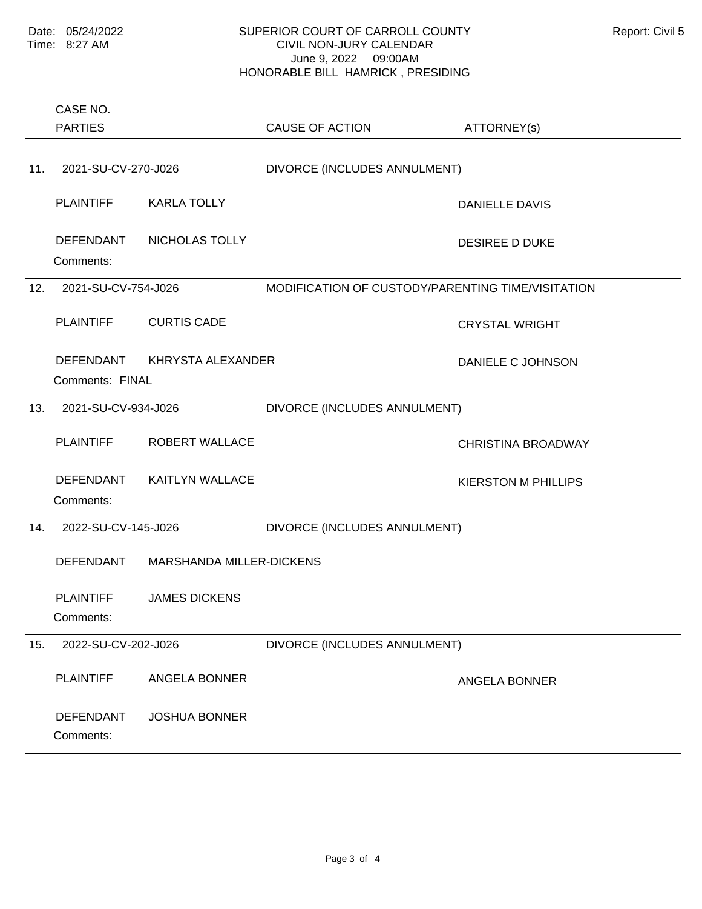Date: 05/24/2022
Time: 8:27 AM

# SUPERIOR COURT OF CARROLL COUNTY
## CIVIL NON-JURY CALENDAR
June 9, 2022 09:00AM
HONORABLE BILL HAMRICK , PRESIDING

Report: Civil 5

| | CASE NO. / PARTIES | | CAUSE OF ACTION | ATTORNEY(s) |
|---|---|---|---|---|
| 11. | 2021-SU-CV-270-J026 | | DIVORCE (INCLUDES ANNULMENT) | |
| | PLAINTIFF | KARLA TOLLY | | DANIELLE DAVIS |
| | DEFENDANT | NICHOLAS TOLLY | | DESIREE D DUKE |
| | Comments: | | | |
| 12. | 2021-SU-CV-754-J026 | | MODIFICATION OF CUSTODY/PARENTING TIME/VISITATION | |
| | PLAINTIFF | CURTIS CADE | | CRYSTAL WRIGHT |
| | DEFENDANT | KHRYSTA ALEXANDER | | DANIELE C JOHNSON |
| | Comments: FINAL | | | |
| 13. | 2021-SU-CV-934-J026 | | DIVORCE (INCLUDES ANNULMENT) | |
| | PLAINTIFF | ROBERT WALLACE | | CHRISTINA BROADWAY |
| | DEFENDANT | KAITLYN WALLACE | | KIERSTON M PHILLIPS |
| | Comments: | | | |
| 14. | 2022-SU-CV-145-J026 | | DIVORCE (INCLUDES ANNULMENT) | |
| | DEFENDANT | MARSHANDA MILLER-DICKENS | | |
| | PLAINTIFF | JAMES DICKENS | | |
| | Comments: | | | |
| 15. | 2022-SU-CV-202-J026 | | DIVORCE (INCLUDES ANNULMENT) | |
| | PLAINTIFF | ANGELA BONNER | | ANGELA BONNER |
| | DEFENDANT | JOSHUA BONNER | | |
| | Comments: | | | |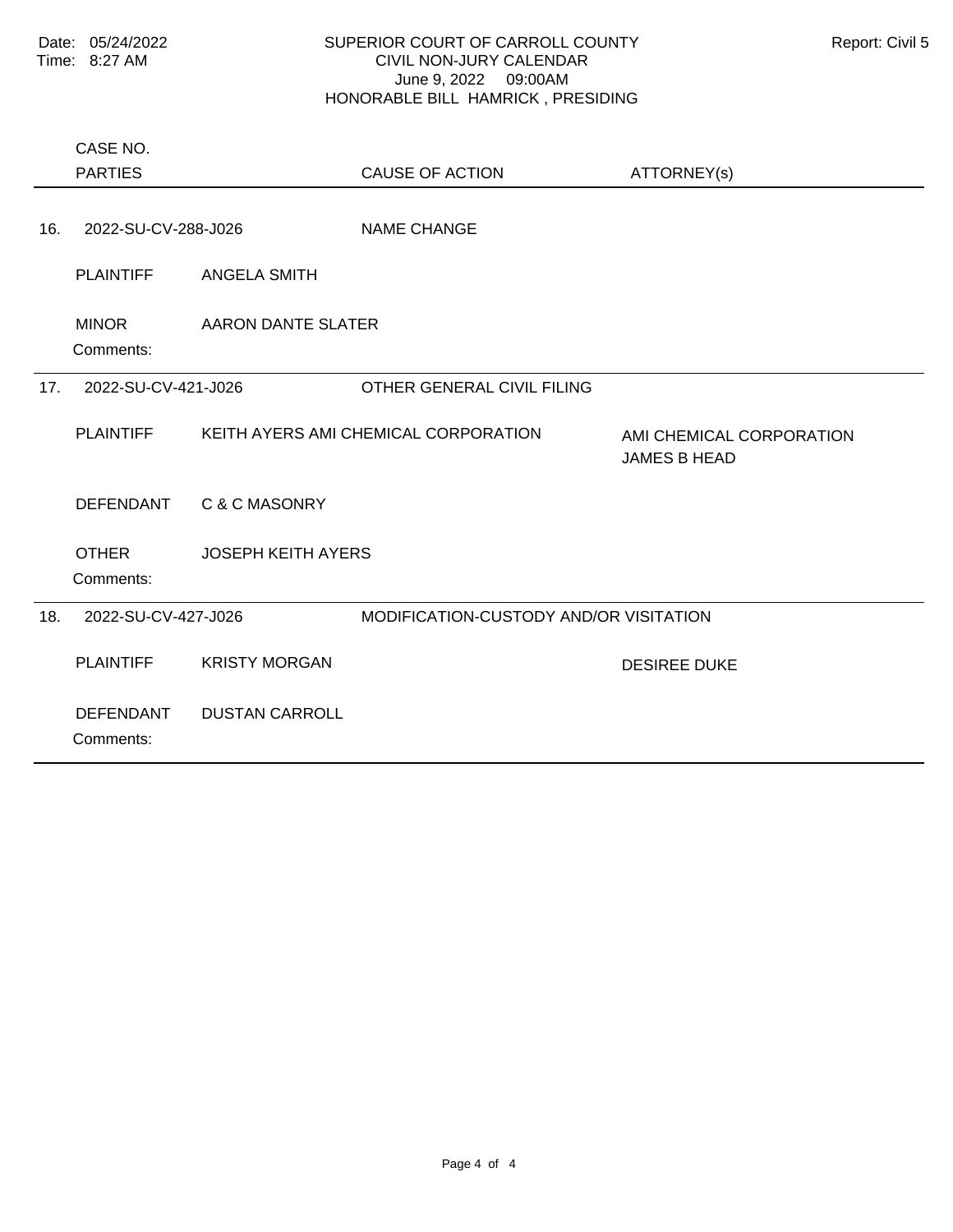Date: 05/24/2022
Time: 8:27 AM

# SUPERIOR COURT OF CARROLL COUNTY
## CIVIL NON-JURY CALENDAR
June 9, 2022 09:00AM
HONORABLE BILL HAMRICK , PRESIDING

Report: Civil 5

| | CASE NO. / PARTIES | | CAUSE OF ACTION | ATTORNEY(s) |
|---|---|---|---|---|
| 16. | 2022-SU-CV-288-J026 | | NAME CHANGE | |
| | PLAINTIFF | ANGELA SMITH | | |
| | MINOR | AARON DANTE SLATER | | |
| | Comments: | | | |
| 17. | 2022-SU-CV-421-J026 | | OTHER GENERAL CIVIL FILING | |
| | PLAINTIFF | KEITH AYERS AMI CHEMICAL CORPORATION | | AMI CHEMICAL CORPORATION JAMES B HEAD |
| | DEFENDANT | C & C MASONRY | | |
| | OTHER | JOSEPH KEITH AYERS | | |
| | Comments: | | | |
| 18. | 2022-SU-CV-427-J026 | | MODIFICATION-CUSTODY AND/OR VISITATION | |
| | PLAINTIFF | KRISTY MORGAN | | DESIREE DUKE |
| | DEFENDANT | DUSTAN CARROLL | | |
| | Comments: | | | |